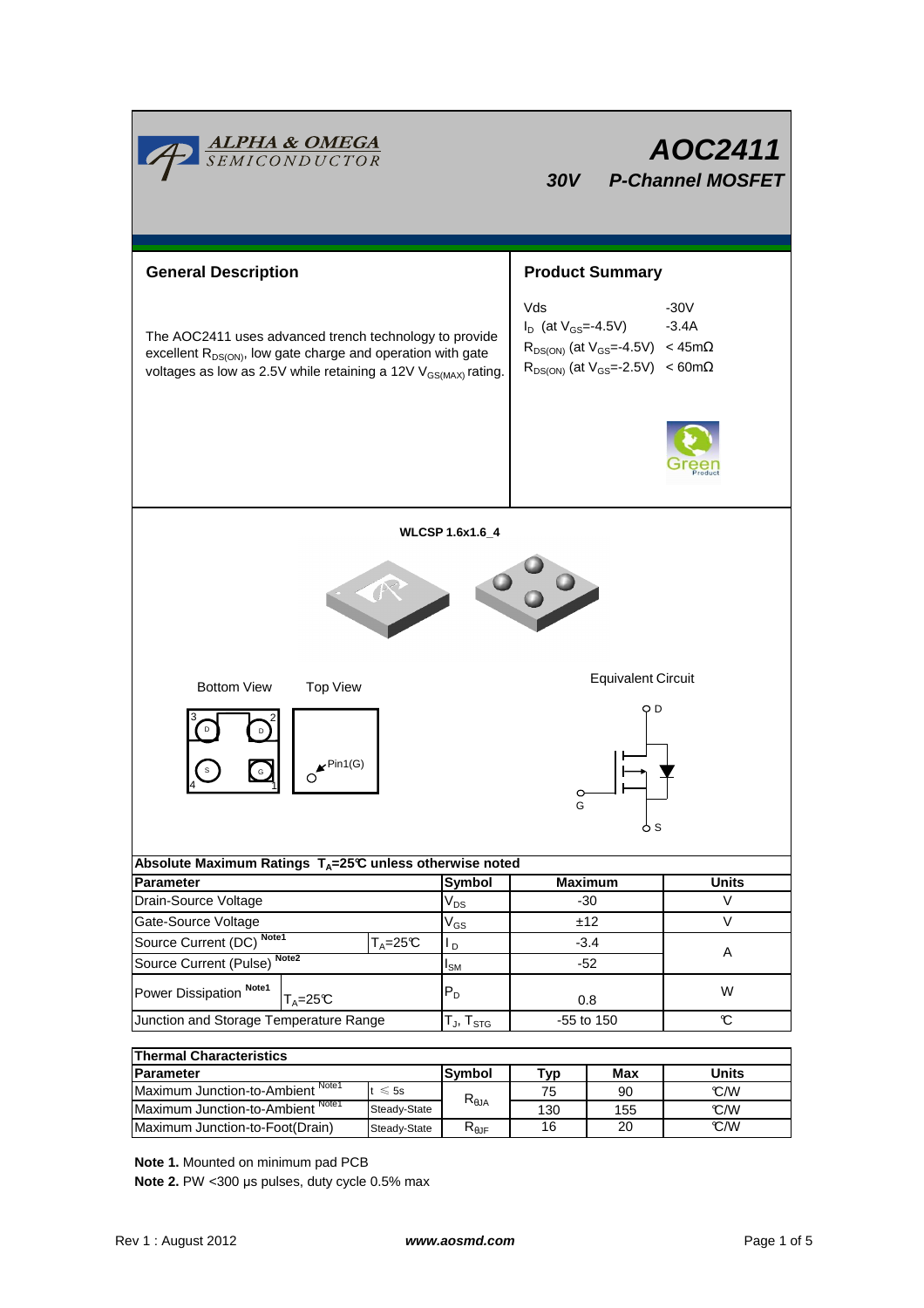# AOC2411

## 30V P-Channel MOSFET

## General Description

The AOC2411 uses advanced trench technology to provide excellent $R_{DS(ON)}$, low gate charge and operation with gate voltages as low as 2.5V while retaining a 12V $V_{GS(MAX)}$ rating.

## Product Summary

| | |
|---|---|
| Vds | -30V |
| $I_D$ (at $V_{GS}$=-4.5V) | -3.4A |
| $R_{DS(ON)}$ (at $V_{GS}$=-4.5V) | < 45mΩ |
| $R_{DS(ON)}$ (at $V_{GS}$=-2.5V) | < 60mΩ |

**WLCSP 1.6x1.6_4**

Bottom View    Top View    Equivalent Circuit

Pin1(G)

| Absolute Maximum Ratings $T_A$=25°C unless otherwise noted | | | | |
|---|---|---|---|---|
| **Parameter** | | **Symbol** | **Maximum** | **Units** |
| Drain-Source Voltage | | $V_{DS}$ | -30 | V |
| Gate-Source Voltage | | $V_{GS}$ | ±12 | V |
| Source Current (DC) Note1 | $T_A$=25°C | $I_D$ | -3.4 | A |
| Source Current (Pulse) Note2 | | $I_{SM}$ | -52 | A |
| Power Dissipation Note1 | $T_A$=25°C | $P_D$ | 0.8 | W |
| Junction and Storage Temperature Range | | $T_J$, $T_{STG}$ | -55 to 150 | °C |

| Thermal Characteristics | | | | | |
|---|---|---|---|---|---|
| **Parameter** | | **Symbol** | **Typ** | **Max** | **Units** |
| Maximum Junction-to-Ambient Note1 | t ≤ 5s | $R_{\theta JA}$ | 75 | 90 | °C/W |
| Maximum Junction-to-Ambient Note1 | Steady-State | $R_{\theta JA}$ | 130 | 155 | °C/W |
| Maximum Junction-to-Foot(Drain) | Steady-State | $R_{\theta JF}$ | 16 | 20 | °C/W |

**Note 1.** Mounted on minimum pad PCB

**Note 2.** PW <300 µs pulses, duty cycle 0.5% max

Rev 1 : August 2012    www.aosmd.com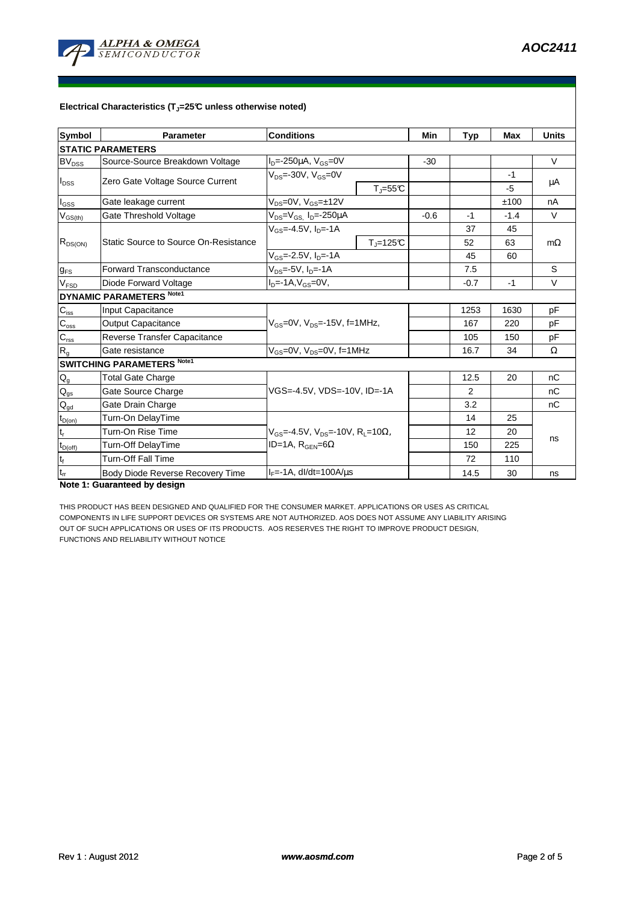## Electrical Characteristics ($T_J$=25°C unless otherwise noted)

| Symbol | Parameter | Conditions | | Min | Typ | Max | Units |
|---|---|---|---|---|---|---|---|
| **STATIC PARAMETERS** | | | | | | | |
| $BV_{DSS}$ | Source-Source Breakdown Voltage | $I_D$=-250µA, $V_{GS}$=0V | | -30 | | | V |
| $I_{DSS}$ | Zero Gate Voltage Source Current | $V_{DS}$=-30V, $V_{GS}$=0V | | | | -1 | µA |
| | | | $T_J$=55°C | | | -5 | |
| $I_{GSS}$ | Gate leakage current | $V_{DS}$=0V, $V_{GS}$=±12V | | | | ±100 | nA |
| $V_{GS(th)}$ | Gate Threshold Voltage | $V_{DS}$=$V_{GS,}$ $I_D$=-250µA | | -0.6 | -1 | -1.4 | V |
| $R_{DS(ON)}$ | Static Source to Source On-Resistance | $V_{GS}$=-4.5V, $I_D$=-1A | | | 37 | 45 | mΩ |
| | | | $T_J$=125°C | | 52 | 63 | |
| | | $V_{GS}$=-2.5V, $I_D$=-1A | | | 45 | 60 | |
| $g_{FS}$ | Forward Transconductance | $V_{DS}$=-5V, $I_D$=-1A | | | 7.5 | | S |
| $V_{FSD}$ | Diode Forward Voltage | $I_D$=-1A,$V_{GS}$=0V, | | | -0.7 | -1 | V |
| **DYNAMIC PARAMETERS** Note1 | | | | | | | |
| $C_{iss}$ | Input Capacitance | $V_{GS}$=0V, $V_{DS}$=-15V, f=1MHz, | | | 1253 | 1630 | pF |
| $C_{oss}$ | Output Capacitance | | | | 167 | 220 | pF |
| $C_{rss}$ | Reverse Transfer Capacitance | | | | 105 | 150 | pF |
| $R_g$ | Gate resistance | $V_{GS}$=0V, $V_{DS}$=0V, f=1MHz | | | 16.7 | 34 | Ω |
| **SWITCHING PARAMETERS** Note1 | | | | | | | |
| $Q_g$ | Total Gate Charge | VGS=-4.5V, VDS=-10V, ID=-1A | | | 12.5 | 20 | nC |
| $Q_{gs}$ | Gate Source Charge | | | | 2 | | nC |
| $Q_{gd}$ | Gate Drain Charge | | | | 3.2 | | nC |
| $t_{D(on)}$ | Turn-On DelayTime | $V_{GS}$=-4.5V, $V_{DS}$=-10V, $R_L$=10Ω, ID=1A, $R_{GEN}$=6Ω | | | 14 | 25 | ns |
| $t_r$ | Turn-On Rise Time | | | | 12 | 20 | |
| $t_{D(off)}$ | Turn-Off DelayTime | | | | 150 | 225 | |
| $t_f$ | Turn-Off Fall Time | | | | 72 | 110 | |
| $t_{rr}$ | Body Diode Reverse Recovery Time | $I_F$=-1A, dI/dt=100A/µs | | | 14.5 | 30 | ns |

**Note 1: Guaranteed by design**

THIS PRODUCT HAS BEEN DESIGNED AND QUALIFIED FOR THE CONSUMER MARKET. APPLICATIONS OR USES AS CRITICAL COMPONENTS IN LIFE SUPPORT DEVICES OR SYSTEMS ARE NOT AUTHORIZED. AOS DOES NOT ASSUME ANY LIABILITY ARISING OUT OF SUCH APPLICATIONS OR USES OF ITS PRODUCTS. AOS RESERVES THE RIGHT TO IMPROVE PRODUCT DESIGN, FUNCTIONS AND RELIABILITY WITHOUT NOTICE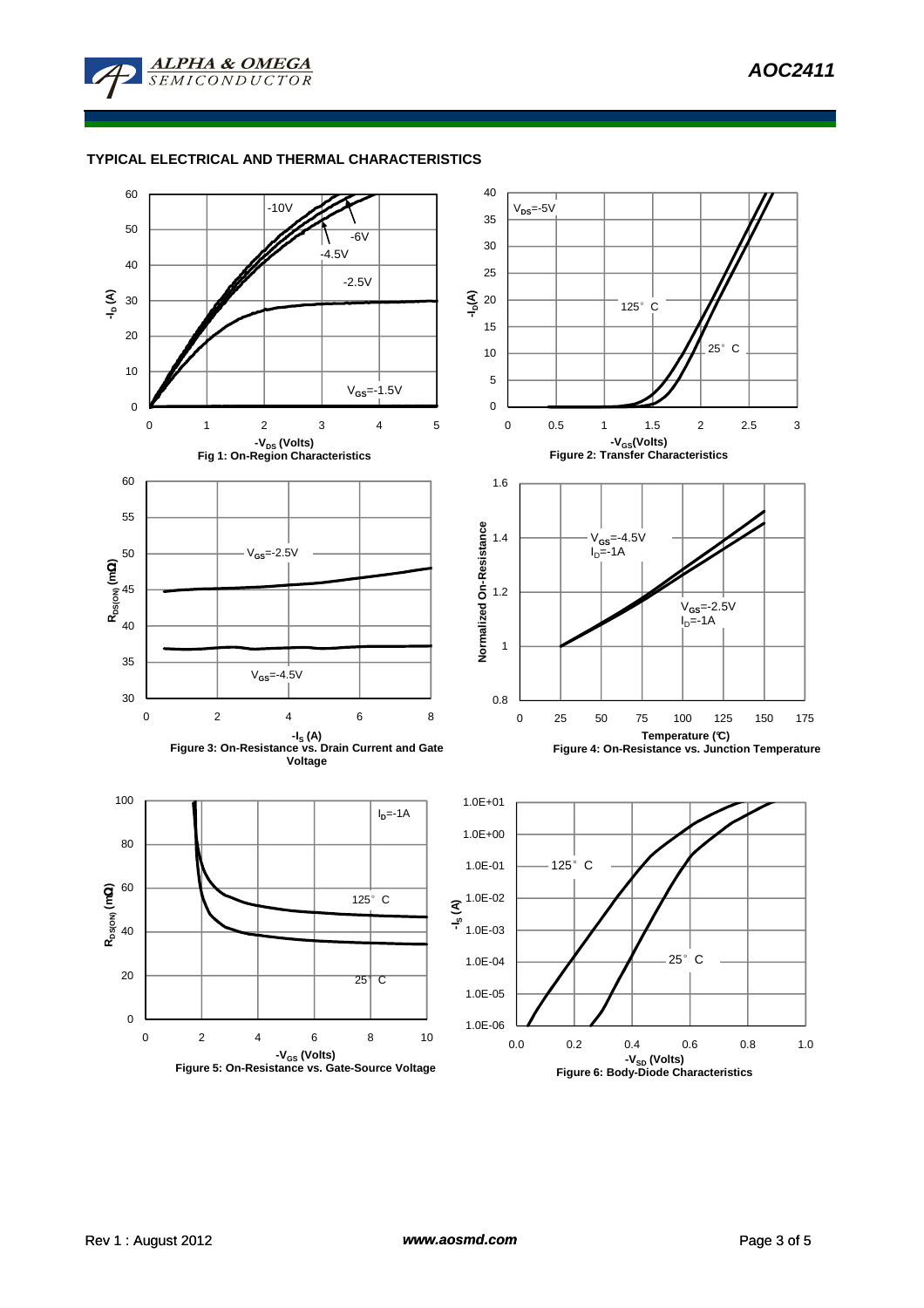## TYPICAL ELECTRICAL AND THERMAL CHARACTERISTICS

Fig 1: On-Region Characteristics

Figure 2: Transfer Characteristics

Figure 3: On-Resistance vs. Drain Current and Gate Voltage

Figure 4: On-Resistance vs. Junction Temperature

Figure 5: On-Resistance vs. Gate-Source Voltage

Figure 6: Body-Diode Characteristics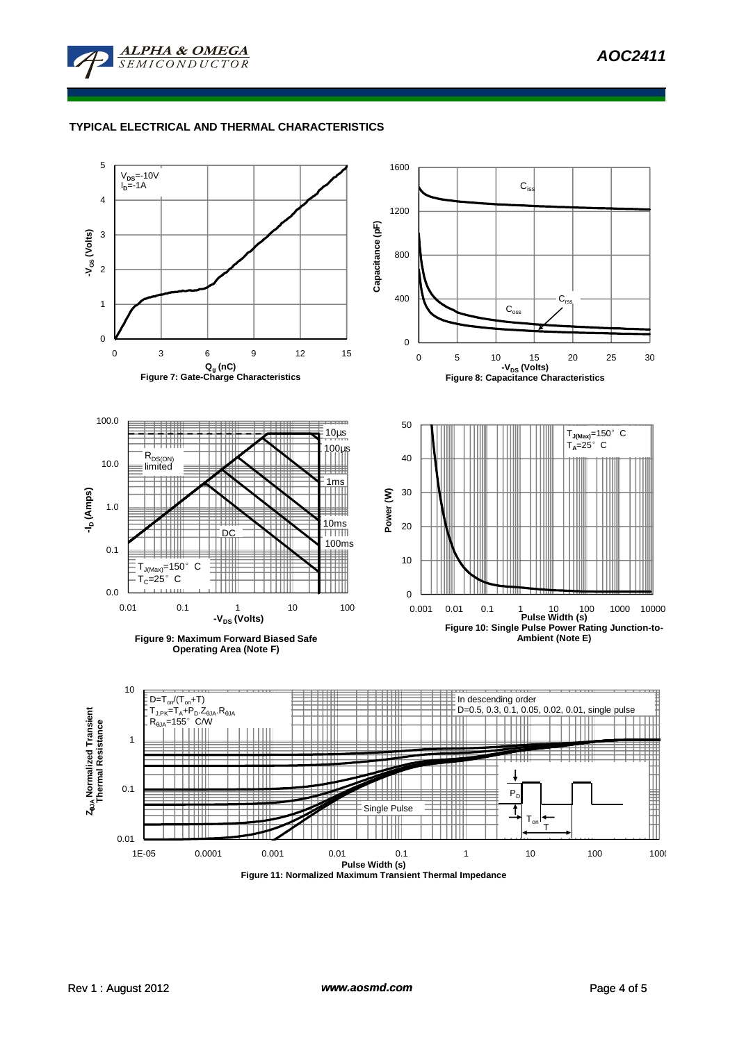## TYPICAL ELECTRICAL AND THERMAL CHARACTERISTICS

$V_{DS}$=-10V
$I_D$=-1A

5
4
3
2
1
0

$-V_{GS}$ (Volts)

0 3 6 9 12 15

$Q_g$ (nC)

Figure 7: Gate-Charge Characteristics

1600
1200
800
400
0

Capacitance (pF)

$C_{iss}$
$C_{rss}$
$C_{oss}$

0 5 10 15 20 25 30

$-V_{DS}$ (Volts)

Figure 8: Capacitance Characteristics

100.0
10.0
1.0
0.1
0.0

$-I_D$ (Amps)

10µs
100µs
1ms
10ms
100ms
DC

$R_{DS(ON)}$ limited

$T_{J(Max)}$=150° C
$T_C$=25° C

0.01 0.1 1 10 100

$-V_{DS}$ (Volts)

Figure 9: Maximum Forward Biased Safe Operating Area (Note F)

50
40
30
20
10
0

Power (W)

$T_{J(Max)}$=150° C
$T_A$=25° C

0.001 0.01 0.1 1 10 100 1000 10000

Pulse Width (s)

Figure 10: Single Pulse Power Rating Junction-to-Ambient (Note E)

10
1
0.1
0.01

$Z_{\theta JA}$ Normalized Transient Thermal Resistance

$D=T_{on}/(T_{on}+T)$
$T_{J,PK}=T_A+P_D \cdot Z_{\theta JA} \cdot R_{\theta JA}$
$R_{\theta JA}$=155° C/W

In descending order
D=0.5, 0.3, 0.1, 0.05, 0.02, 0.01, single pulse

Single Pulse

$P_D$
$T_{on}$
T

1E-05 0.0001 0.001 0.01 0.1 1 10 100 1000

Pulse Width (s)

Figure 11: Normalized Maximum Transient Thermal Impedance